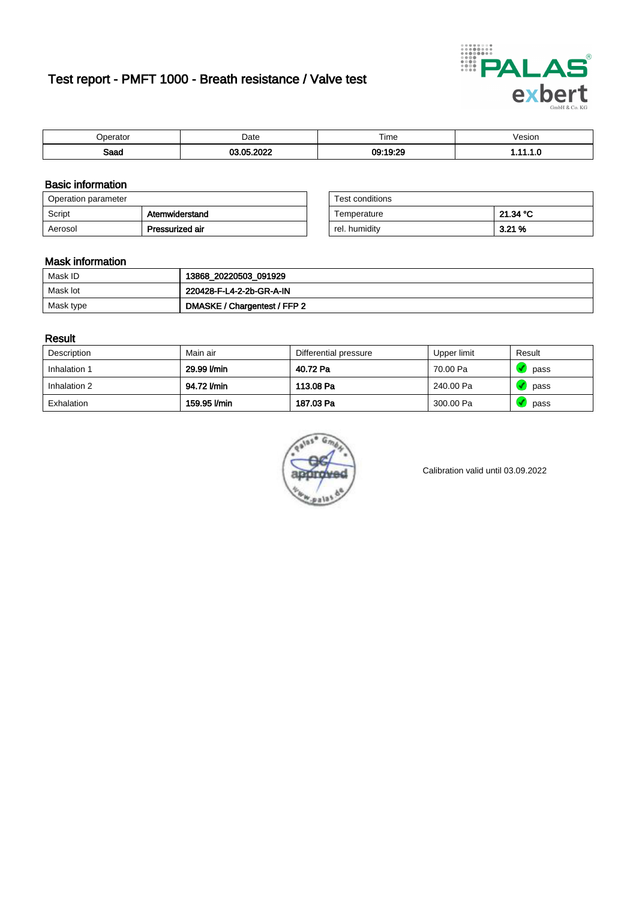# Test report - PMFT 1000 - Breath resistance / Valve test

| Operator | Date | Time | Vesion |
|---|---|---|---|
| **Saad** | **03.05.2022** | **09:19:29** | **1.11.1.0** |

## Basic information

| Operation parameter | |
|---|---|
| Script | **Atemwiderstand** |
| Aerosol | **Pressurized air** |

| Test conditions | |
|---|---|
| Temperature | **21.34 °C** |
| rel. humidity | **3.21 %** |

## Mask information

| | |
|---|---|
| Mask ID | **13868_20220503_091929** |
| Mask lot | **220428-F-L4-2-2b-GR-A-IN** |
| Mask type | **DMASKE / Chargentest / FFP 2** |

## Result

| Description | Main air | Differential pressure | Upper limit | Result |
|---|---|---|---|---|
| Inhalation 1 | **29.99 l/min** | **40.72 Pa** | 70.00 Pa | pass |
| Inhalation 2 | **94.72 l/min** | **113.08 Pa** | 240.00 Pa | pass |
| Exhalation | **159.95 l/min** | **187.03 Pa** | 300.00 Pa | pass |

Calibration valid until 03.09.2022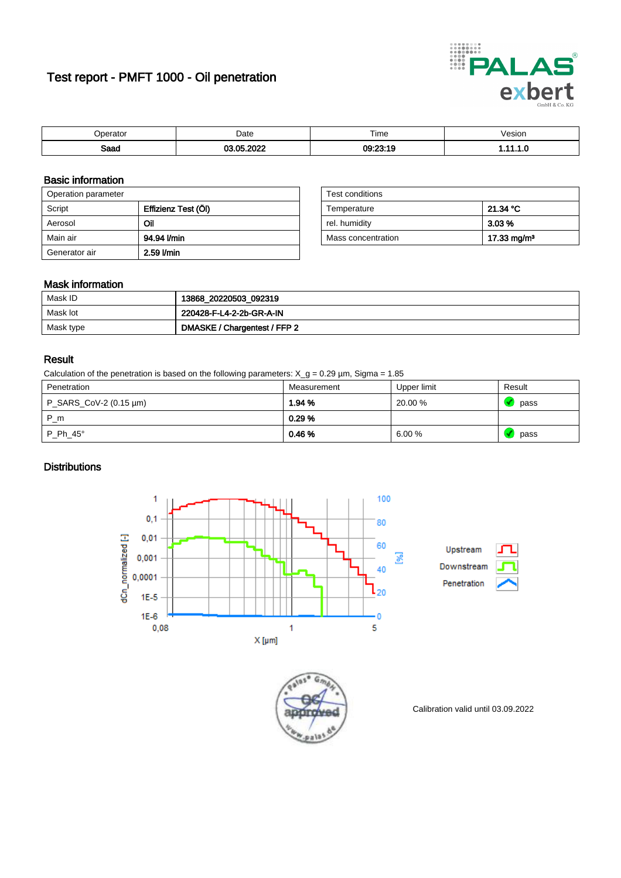# Test report - PMFT 1000 - Oil penetration

PALAS exbert GmbH & Co. KG

| Operator | Date | Time | Vesion |
|---|---|---|---|
| **Saad** | **03.05.2022** | **09:23:19** | **1.11.1.0** |

## Basic information

| Operation parameter | |
|---|---|
| Script | **Effizienz Test (Öl)** |
| Aerosol | **Oil** |
| Main air | **94.94 l/min** |
| Generator air | **2.59 l/min** |

| Test conditions | |
|---|---|
| Temperature | **21.34 °C** |
| rel. humidity | **3.03 %** |
| Mass concentration | **17.33 mg/m³** |

## Mask information

| | |
|---|---|
| Mask ID | **13868_20220503_092319** |
| Mask lot | **220428-F-L4-2-2b-GR-A-IN** |
| Mask type | **DMASKE / Chargentest / FFP 2** |

## Result

Calculation of the penetration is based on the following parameters: X_g = 0.29 µm, Sigma = 1.85

| Penetration | Measurement | Upper limit | Result |
|---|---|---|---|
| P_SARS_CoV-2 (0.15 µm) | **1.94 %** | 20.00 % | pass |
| P_m | **0.29 %** | | |
| P_Ph_45° | **0.46 %** | 6.00 % | pass |

## Distributions

dCn_normalized [-]
1
0,1
0,01
0,001
0,0001
1E-5
1E-6
0,08
1
5
X [µm]
[%]
100
80
60
40
20
0
Upstream
Downstream
Penetration

Palas® GmbH
QC approved
www.palas.de

Calibration valid until 03.09.2022